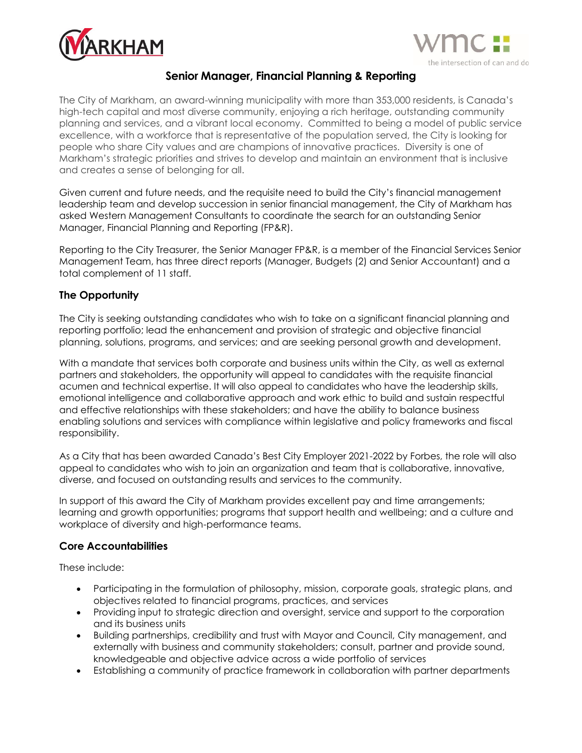# Senior Manager, Financial Planning & Reporting

The City of Markham, an award-winning municipality with more than 353,000 residents, is Canada's high-tech capital and most diverse community, enjoying a rich heritage, outstanding community planning and services, and a vibrant local economy. Committed to being a model of public service excellence, with a workforce that is representative of the population served, the City is looking for people who share City values and are champions of innovative practices. Diversity is one of Markham's strategic priorities and strives to develop and maintain an environment that is inclusive and creates a sense of belonging for all.

Given current and future needs, and the requisite need to build the City's financial management leadership team and develop succession in senior financial management, the City of Markham has asked Western Management Consultants to coordinate the search for an outstanding Senior Manager, Financial Planning and Reporting (FP&R).

Reporting to the City Treasurer, the Senior Manager FP&R, is a member of the Financial Services Senior Management Team, has three direct reports (Manager, Budgets (2) and Senior Accountant) and a total complement of 11 staff.

## The Opportunity

The City is seeking outstanding candidates who wish to take on a significant financial planning and reporting portfolio; lead the enhancement and provision of strategic and objective financial planning, solutions, programs, and services; and are seeking personal growth and development.

With a mandate that services both corporate and business units within the City, as well as external partners and stakeholders, the opportunity will appeal to candidates with the requisite financial acumen and technical expertise. It will also appeal to candidates who have the leadership skills, emotional intelligence and collaborative approach and work ethic to build and sustain respectful and effective relationships with these stakeholders; and have the ability to balance business enabling solutions and services with compliance within legislative and policy frameworks and fiscal responsibility.

As a City that has been awarded Canada's Best City Employer 2021-2022 by Forbes, the role will also appeal to candidates who wish to join an organization and team that is collaborative, innovative, diverse, and focused on outstanding results and services to the community.

In support of this award the City of Markham provides excellent pay and time arrangements; learning and growth opportunities; programs that support health and wellbeing; and a culture and workplace of diversity and high-performance teams.

## Core Accountabilities

These include:

- Participating in the formulation of philosophy, mission, corporate goals, strategic plans, and objectives related to financial programs, practices, and services
- Providing input to strategic direction and oversight, service and support to the corporation and its business units
- Building partnerships, credibility and trust with Mayor and Council, City management, and externally with business and community stakeholders; consult, partner and provide sound, knowledgeable and objective advice across a wide portfolio of services
- Establishing a community of practice framework in collaboration with partner departments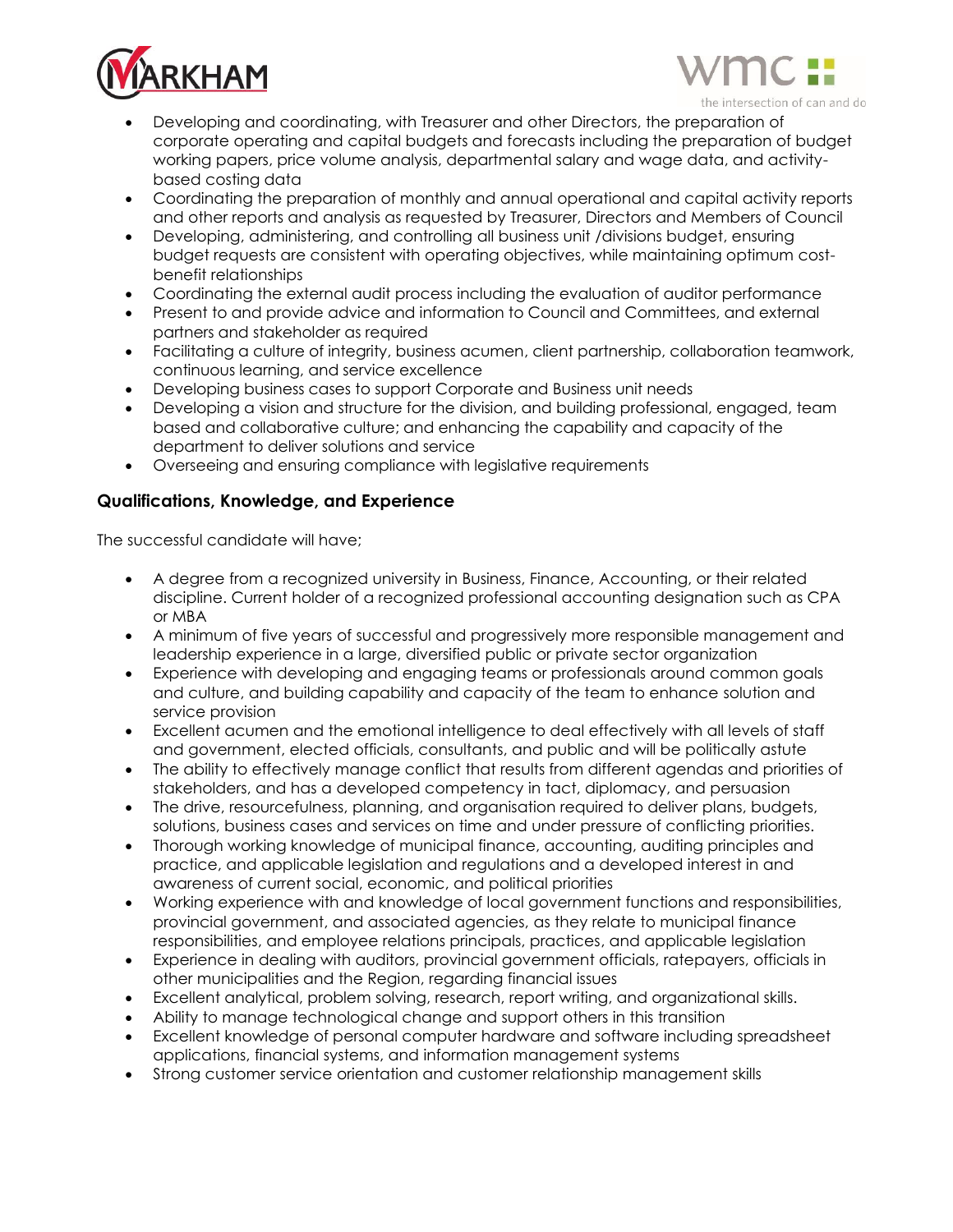- Developing and coordinating, with Treasurer and other Directors, the preparation of corporate operating and capital budgets and forecasts including the preparation of budget working papers, price volume analysis, departmental salary and wage data, and activity-based costing data
- Coordinating the preparation of monthly and annual operational and capital activity reports and other reports and analysis as requested by Treasurer, Directors and Members of Council
- Developing, administering, and controlling all business unit /divisions budget, ensuring budget requests are consistent with operating objectives, while maintaining optimum cost-benefit relationships
- Coordinating the external audit process including the evaluation of auditor performance
- Present to and provide advice and information to Council and Committees, and external partners and stakeholder as required
- Facilitating a culture of integrity, business acumen, client partnership, collaboration teamwork, continuous learning, and service excellence
- Developing business cases to support Corporate and Business unit needs
- Developing a vision and structure for the division, and building professional, engaged, team based and collaborative culture; and enhancing the capability and capacity of the department to deliver solutions and service
- Overseeing and ensuring compliance with legislative requirements

### Qualifications, Knowledge, and Experience

The successful candidate will have;

- A degree from a recognized university in Business, Finance, Accounting, or their related discipline. Current holder of a recognized professional accounting designation such as CPA or MBA
- A minimum of five years of successful and progressively more responsible management and leadership experience in a large, diversified public or private sector organization
- Experience with developing and engaging teams or professionals around common goals and culture, and building capability and capacity of the team to enhance solution and service provision
- Excellent acumen and the emotional intelligence to deal effectively with all levels of staff and government, elected officials, consultants, and public and will be politically astute
- The ability to effectively manage conflict that results from different agendas and priorities of stakeholders, and has a developed competency in tact, diplomacy, and persuasion
- The drive, resourcefulness, planning, and organisation required to deliver plans, budgets, solutions, business cases and services on time and under pressure of conflicting priorities.
- Thorough working knowledge of municipal finance, accounting, auditing principles and practice, and applicable legislation and regulations and a developed interest in and awareness of current social, economic, and political priorities
- Working experience with and knowledge of local government functions and responsibilities, provincial government, and associated agencies, as they relate to municipal finance responsibilities, and employee relations principals, practices, and applicable legislation
- Experience in dealing with auditors, provincial government officials, ratepayers, officials in other municipalities and the Region, regarding financial issues
- Excellent analytical, problem solving, research, report writing, and organizational skills.
- Ability to manage technological change and support others in this transition
- Excellent knowledge of personal computer hardware and software including spreadsheet applications, financial systems, and information management systems
- Strong customer service orientation and customer relationship management skills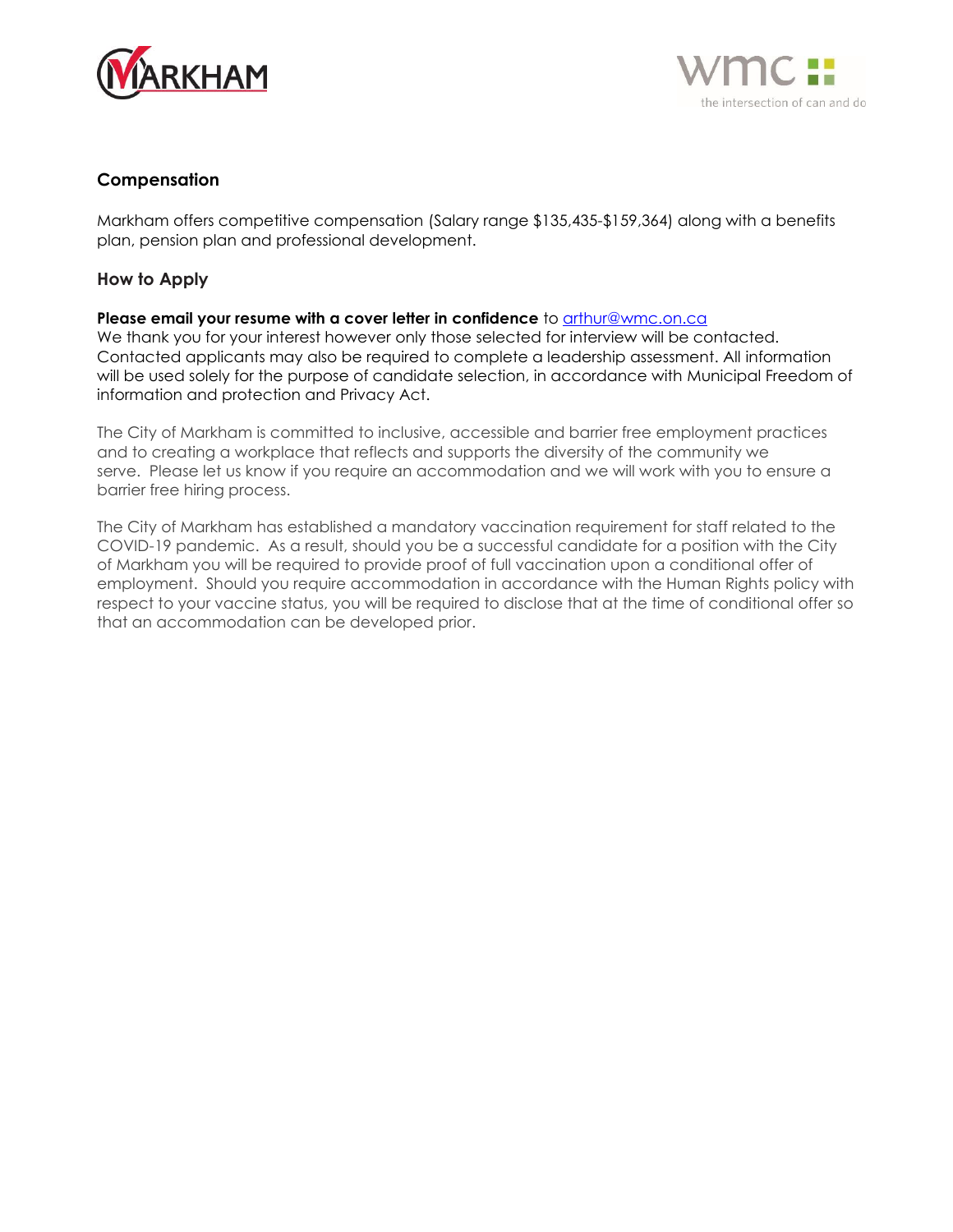## Compensation

Markham offers competitive compensation (Salary range $135,435-$159,364) along with a benefits plan, pension plan and professional development.

## How to Apply

**Please email your resume with a cover letter in confidence** to arthur@wmc.on.ca
We thank you for your interest however only those selected for interview will be contacted. Contacted applicants may also be required to complete a leadership assessment. All information will be used solely for the purpose of candidate selection, in accordance with Municipal Freedom of information and protection and Privacy Act.

The City of Markham is committed to inclusive, accessible and barrier free employment practices and to creating a workplace that reflects and supports the diversity of the community we serve. Please let us know if you require an accommodation and we will work with you to ensure a barrier free hiring process.

The City of Markham has established a mandatory vaccination requirement for staff related to the COVID-19 pandemic. As a result, should you be a successful candidate for a position with the City of Markham you will be required to provide proof of full vaccination upon a conditional offer of employment. Should you require accommodation in accordance with the Human Rights policy with respect to your vaccine status, you will be required to disclose that at the time of conditional offer so that an accommodation can be developed prior.